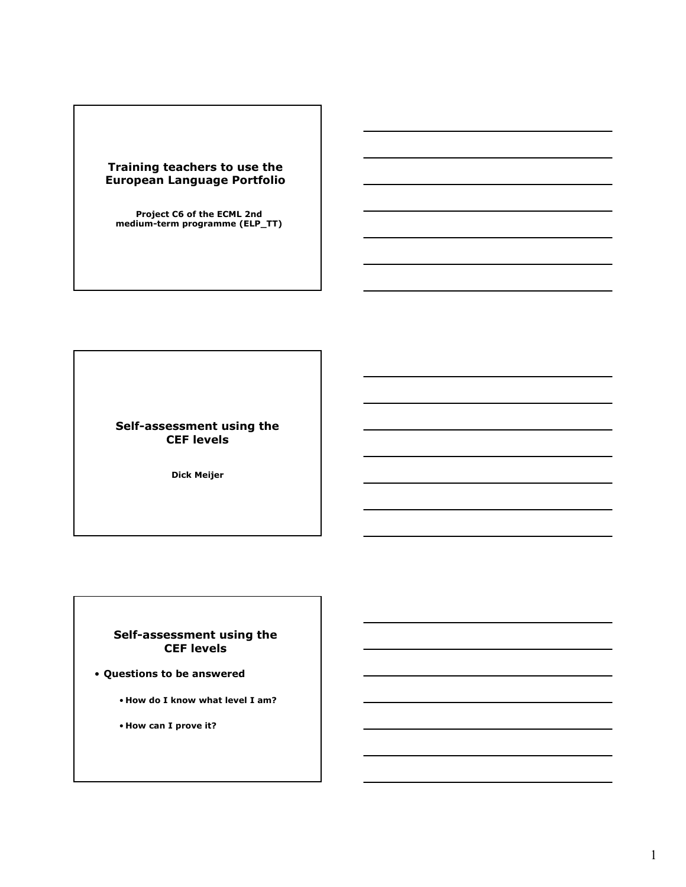## Training teachers to use the European Language Portfolio

**Project C6 of the ECML 2nd medium-term programme (ELP_TT)**

## Self-assessment using the CEF levels

**Dick Meijer**

## Self-assessment using the CEF levels

- **Questions to be answered**
  - **How do I know what level I am?**
  - **How can I prove it?**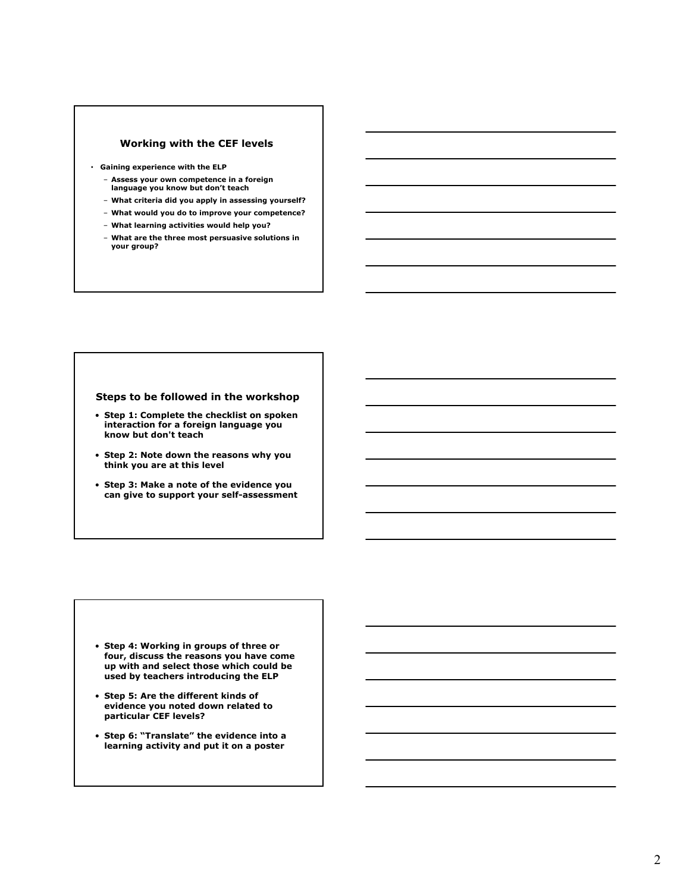## Working with the CEF levels

- Gaining experience with the ELP
  - Assess your own competence in a foreign language you know but don't teach
  - What criteria did you apply in assessing yourself?
  - What would you do to improve your competence?
  - What learning activities would help you?
  - What are the three most persuasive solutions in your group?

## Steps to be followed in the workshop

- Step 1: Complete the checklist on spoken interaction for a foreign language you know but don't teach
- Step 2: Note down the reasons why you think you are at this level
- Step 3: Make a note of the evidence you can give to support your self-assessment

- Step 4: Working in groups of three or four, discuss the reasons you have come up with and select those which could be used by teachers introducing the ELP
- Step 5: Are the different kinds of evidence you noted down related to particular CEF levels?
- Step 6: "Translate" the evidence into a learning activity and put it on a poster